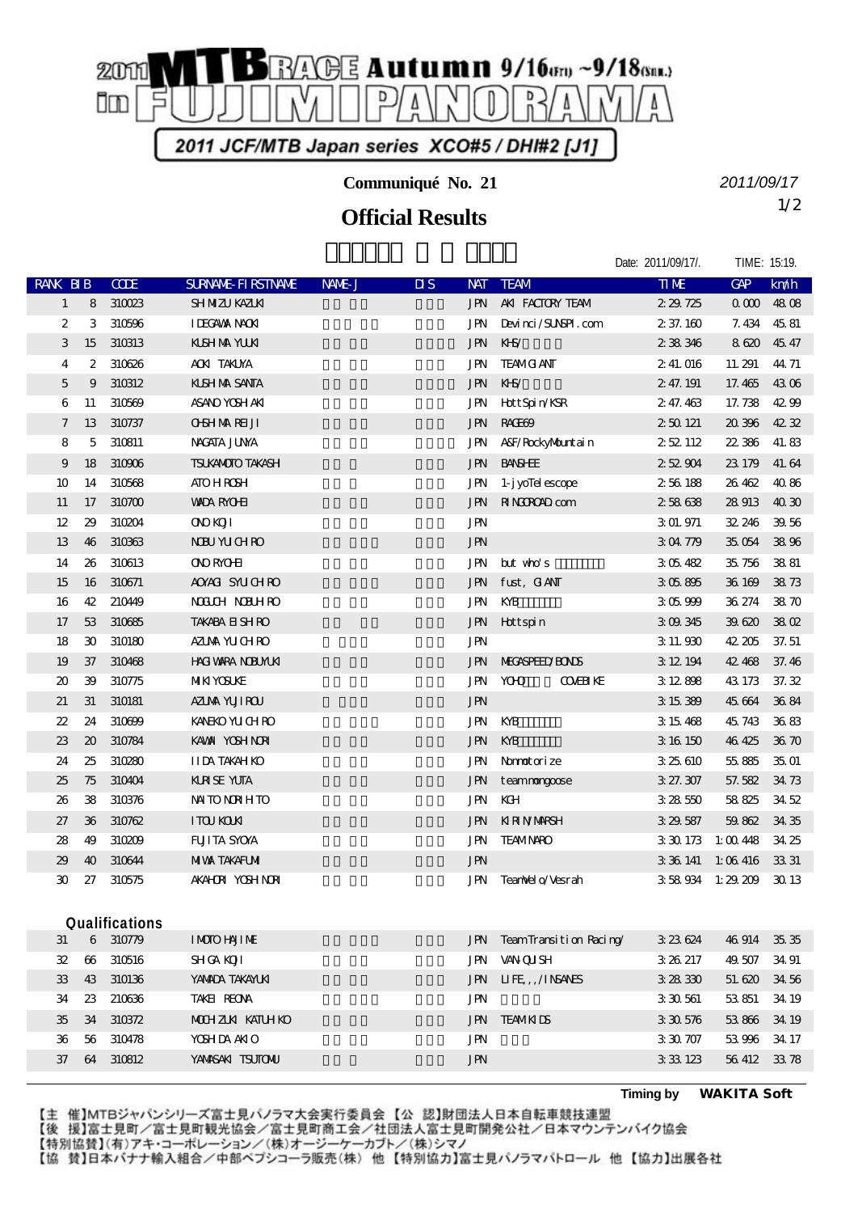# 2011 MTB RACE Autumn 9/16(Fri) ~9/18(Sun.) in FUJIMIPANORAMA

2011 JCF/MTB Japan series XCO#5 / DHI#2 [J1]

**Communiqué No. 21**

2011/09/17

## Official Results

Date: 2011/09/17/. TIME: 15:19.

| RANK | BIB | CODE | SURNAME-FIRSTNAME | NAME-J | DIS | NAT | TEAM | TIME | GAP | km/h |
|---|---|---|---|---|---|---|---|---|---|---|
| 1 | 8 | 310023 | SHIMIZU KAZUKI | | | JPN | AKI FACTORY TEAM | 2:29.725 | 0.000 | 48.08 |
| 2 | 3 | 310596 | IDEGAWA NAOKI | | | JPN | Devinci/SUNSPI.com | 2:37.160 | 7.434 | 45.81 |
| 3 | 15 | 310313 | KUSHIMA YUUKI | | | JPN | KHS/ | 2:38.346 | 8.620 | 45.47 |
| 4 | 2 | 310626 | AOKI TAKUYA | | | JPN | TEAM GIANT | 2:41.016 | 11.291 | 44.71 |
| 5 | 9 | 310312 | KUSHIMA SANTA | | | JPN | KHS/ | 2:47.191 | 17.465 | 43.06 |
| 6 | 11 | 310569 | ASANO YOSHIAKI | | | JPN | HottSpin/KSR | 2:47.463 | 17.738 | 42.99 |
| 7 | 13 | 310737 | OHSHIMA REIJI | | | JPN | RACE69 | 2:50.121 | 20.396 | 42.32 |
| 8 | 5 | 310811 | NAGATA JUNYA | | | JPN | A&F/RockyMountain | 2:52.112 | 22.386 | 41.83 |
| 9 | 18 | 310906 | TSUKAMOTO TAKASHI | | | JPN | BANSHEE | 2:52.904 | 23.179 | 41.64 |
| 10 | 14 | 310568 | ATOH ROSHI | | | JPN | 1-jyoTelescope | 2:56.188 | 26.462 | 40.86 |
| 11 | 17 | 310700 | WADA RYOHEI | | | JPN | RINGOROAD.com | 2:58.638 | 28.913 | 40.30 |
| 12 | 29 | 310204 | ONO KOJI | | | JPN | | 3:01.971 | 32.246 | 39.56 |
| 13 | 46 | 310363 | NOBU YUICHIRO | | | JPN | | 3:04.779 | 35.054 | 38.96 |
| 14 | 26 | 310613 | ONO RYOHEI | | | JPN | but who's | 3:05.482 | 35.756 | 38.81 |
| 15 | 16 | 310671 | AOYAGI SYUICHIRO | | | JPN | fust, GIANT | 3:05.895 | 36.169 | 38.73 |
| 16 | 42 | 210449 | NOGUCHI NOBUHIRO | | | JPN | KYB | 3:05.999 | 36.274 | 38.70 |
| 17 | 53 | 310685 | TAKABA EISHIRO | | | JPN | Hottspin | 3:09.345 | 39.620 | 38.02 |
| 18 | 30 | 310180 | AZUMA YUICHIRO | | | JPN | | 3:11.930 | 42.205 | 37.51 |
| 19 | 37 | 310468 | HAGIWARA NOBUYUKI | | | JPN | MEGASPEED/BONDS | 3:12.194 | 42.468 | 37.46 |
| 20 | 39 | 310775 | MIKI YOSUKE | | | JPN | YOHO COVEBIKE | 3:12.898 | 43.173 | 37.32 |
| 21 | 31 | 310181 | AZUMA YUJIROU | | | JPN | | 3:15.389 | 45.664 | 36.84 |
| 22 | 24 | 310699 | KANEKO YUICHIRO | | | JPN | KYB | 3:15.468 | 45.743 | 36.83 |
| 23 | 20 | 310784 | KAWAI YOSHINORI | | | JPN | KYB | 3:16.150 | 46.425 | 36.70 |
| 24 | 25 | 310280 | IIDA TAKAHIKO | | | JPN | Nomotorize | 3:25.610 | 55.885 | 35.01 |
| 25 | 75 | 310404 | KURISE YUTA | | | JPN | teammongoose | 3:27.307 | 57.582 | 34.73 |
| 26 | 38 | 310376 | NAITO NORIHITO | | | JPN | KGH | 3:28.550 | 58.825 | 34.52 |
| 27 | 36 | 310762 | ITOU KOUKI | | | JPN | KIRIN/MARSH | 3:29.587 | 59.862 | 34.35 |
| 28 | 49 | 310209 | FUJITA SYOYA | | | JPN | TEAM NARO | 3:30.173 | 1:00.448 | 34.25 |
| 29 | 40 | 310644 | MIWA TAKAFUMI | | | JPN | | 3:36.141 | 1:06.416 | 33.31 |
| 30 | 27 | 310575 | AKAHORI YOSHINORI | | | JPN | TeamVelo/Vesrah | 3:58.934 | 1:29.209 | 30.13 |
| **Qualifications** | | | | | | | | | | |
| 31 | 6 | 310779 | IMOTO HAJIME | | | JPN | TeamTransition Racing/ | 3:23.624 | 46.914 | 35.35 |
| 32 | 66 | 310516 | SHIGA KOJI | | | JPN | VANQUISH | 3:26.217 | 49.507 | 34.91 |
| 33 | 43 | 310136 | YAMADA TAKAYUKI | | | JPN | LIFE,,,/INSANES | 3:28.330 | 51.620 | 34.56 |
| 34 | 23 | 210636 | TAKEI REONA | | | JPN | | 3:30.561 | 53.851 | 34.19 |
| 35 | 34 | 310372 | MOCHIZUKI KATUHIKO | | | JPN | TEAM KIDS | 3:30.576 | 53.866 | 34.19 |
| 36 | 56 | 310478 | YOSHIDA AKIO | | | JPN | | 3:30.707 | 53.996 | 34.17 |
| 37 | 64 | 310812 | YAMASAKI TSUTOMU | | | JPN | | 3:33.123 | 56.412 | 33.78 |

**Timing by WAKITA Soft**

【主 催】MTBジャパンシリーズ富士見パノラマ大会実行委員会 【公 認】財団法人日本自転車競技連盟
【後 援】富士見町／富士見町観光協会／富士見町商工会／社団法人富士見町開発公社／日本マウンテンバイク協会
【特別協賛】(有)アキ・コーポレーション／(株)オージーケーカブト／(株)シマノ
【協 賛】日本バナナ輸入組合／中部ペプシコーラ販売(株) 他 【特別協力】富士見パノラマパトロール 他 【協力】出展各社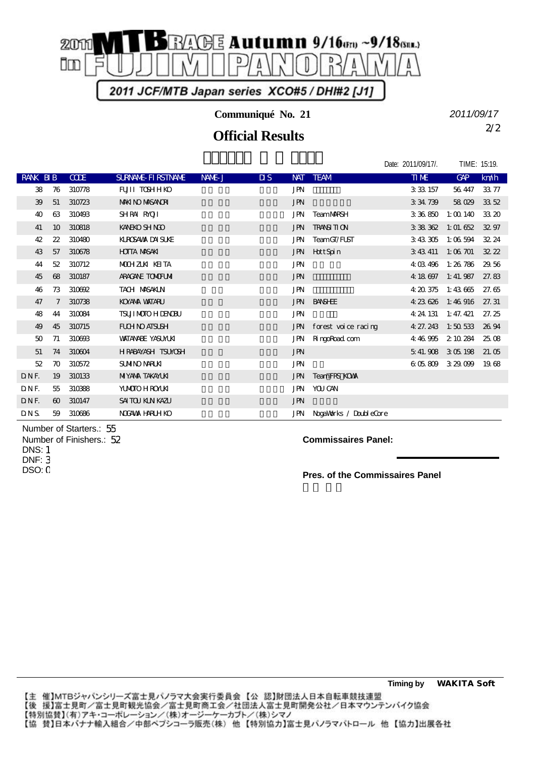# 2011 MTB RACE Autumn 9/16(Fri) ~9/18(Sun.) in FUJIMI PANORAMA

**2011 JCF/MTB Japan series XCO#5 / DHI#2 [J1]**

**Communiqué No. 21**

2011/09/17

## Official Results

Date: 2011/09/17/. TIME: 15:19.

| RANK | BIB | CODE | SURNAME-FIRSTNAME | NAME-J | DIS | NAT | TEAM | TIME | GAP | km/h |
|---|---|---|---|---|---|---|---|---|---|---|
| 38 | 76 | 310778 | FUJII TOSHIHIKO | | | JPN | | 3:33.157 | 56.447 | 33.77 |
| 39 | 51 | 310723 | MAKINO MASANORI | | | JPN | | 3:34.739 | 58.029 | 33.52 |
| 40 | 63 | 310493 | SHIRAI RYOJI | | | JPN | Team MARSH | 3:36.850 | 1:00.140 | 33.20 |
| 41 | 10 | 310818 | KANEKO SHINGO | | | JPN | TRANSITION | 3:38.362 | 1:01.652 | 32.97 |
| 42 | 22 | 310480 | KUROSAWA DAISUKE | | | JPN | Team GT/FUST | 3:43.305 | 1:06.594 | 32.24 |
| 43 | 57 | 310678 | HOTTA MASAKI | | | JPN | HottSpin | 3:43.411 | 1:06.701 | 32.22 |
| 44 | 52 | 310712 | MOCHIZUKI KEITA | | | JPN | | 4:03.496 | 1:26.786 | 29.56 |
| 45 | 68 | 310187 | ARAGANE TOMOFUMI | | | JPN | | 4:18.697 | 1:41.987 | 27.83 |
| 46 | 73 | 310692 | TACHI MASAKUNI | | | JPN | | 4:20.375 | 1:43.665 | 27.65 |
| 47 | 7 | 310738 | KOYAMA WATARU | | | JPN | BANSHEE | 4:23.626 | 1:46.916 | 27.31 |
| 48 | 44 | 310084 | TSUJIMOTO HIDENOBU | | | JPN | | 4:24.131 | 1:47.421 | 27.25 |
| 49 | 45 | 310715 | FUCHINO ATSUSHI | | | JPN | forest voice racing | 4:27.243 | 1:50.533 | 26.94 |
| 50 | 71 | 310693 | WATANABE YASUYUKI | | | JPN | RingoRoad.com | 4:46.995 | 2:10.284 | 25.08 |
| 51 | 74 | 310604 | HIRABAYASHI TSUYOSHI | | | JPN | | 5:41.908 | 3:05.198 | 21.05 |
| 52 | 70 | 310572 | SUMINO NARUKI | | | JPN | | 6:05.809 | 3:29.099 | 19.68 |
| D.N.F. | 19 | 310133 | MIYAMA TAKAYUKI | | | JPN | Team FRS KOWA | | | |
| D.N.F. | 55 | 310388 | YUMOTO HIROYUKI | | | JPN | YOU CAN | | | |
| D.N.F. | 60 | 310147 | SAITOU KUNKAZU | | | JPN | | | | |
| D.N.S. | 59 | 310686 | NOGAWA HARUHIKO | | | JPN | NogaWorks / DoubleCore | | | |

Number of Starters.: 55
Number of Finishers.: 52
DNS: 1
DNF: 3
DSO: 0

**Commissaires Panel:**

**Pres. of the Commissaires Panel**

**Timing by WAKITA Soft**

【主 催】MTBジャパンシリーズ富士見パノラマ大会実行委員会 【公 認】財団法人日本自転車競技連盟
【後 援】富士見町／富士見町観光協会／富士見町商工会／社団法人富士見町開発公社／日本マウンテンバイク協会
【特別協賛】(有)アキ・コーポレーション／(株)オージーケーカブト／(株)シマノ
【協 賛】日本バナナ輸入組合／中部ペプシコーラ販売(株) 他 【特別協力】富士見パノラマパトロール 他 【協力】出展各社